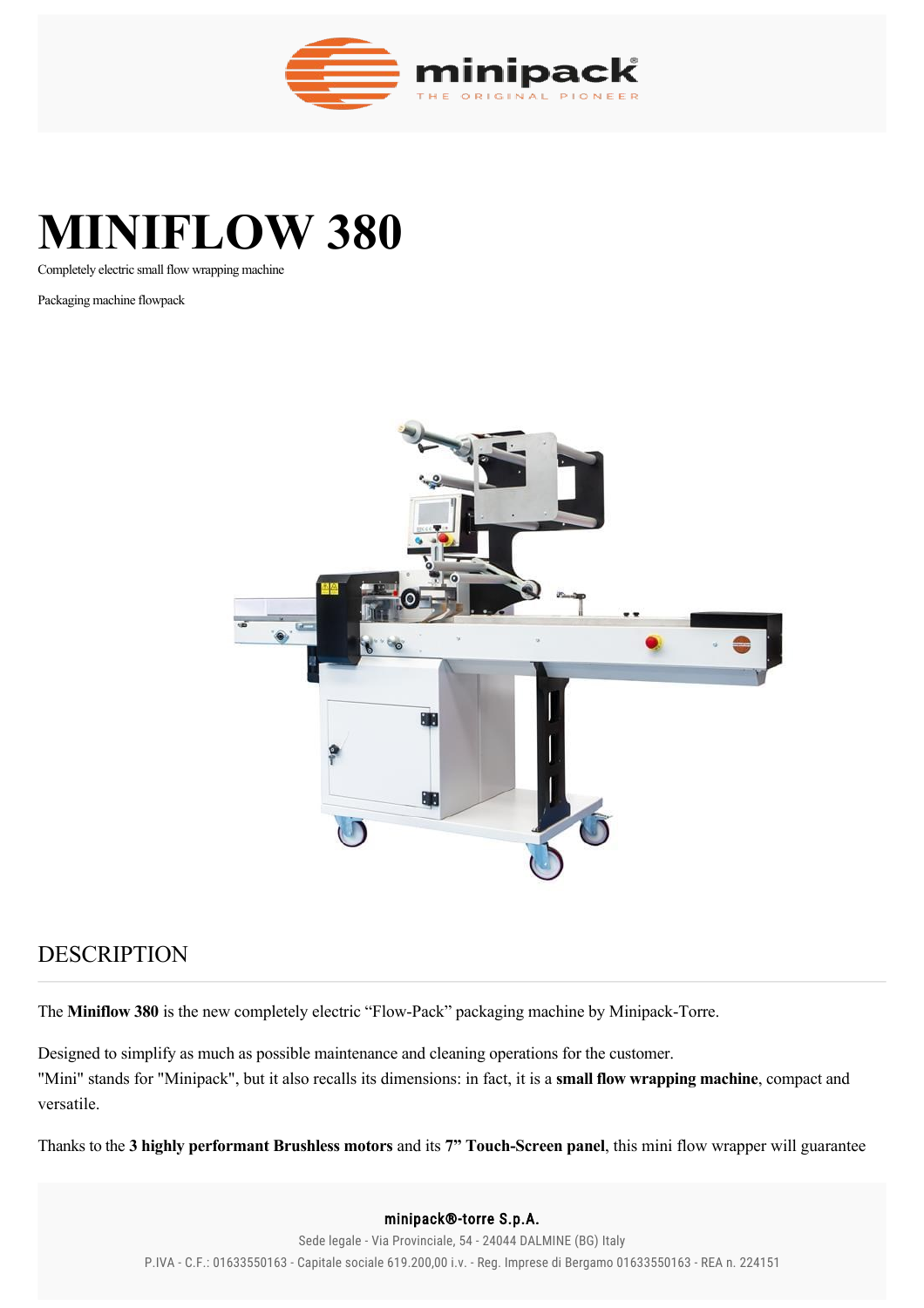# MINIFLOW 380

Completely electric small flow wrapping machine

Packaging machine flowpack

## DESCRIPTION

The **Miniflow 380** is the new completely electric “Flow-Pack” packaging machine by Minipack-Torre.

Designed to simplify as much as possible maintenance and cleaning operations for the customer.
"Mini" stands for "Minipack", but it also recalls its dimensions: in fact, it is a **small flow wrapping machine**, compact and versatile.

Thanks to the **3 highly performant Brushless motors** and its **7” Touch-Screen panel**, this mini flow wrapper will guarantee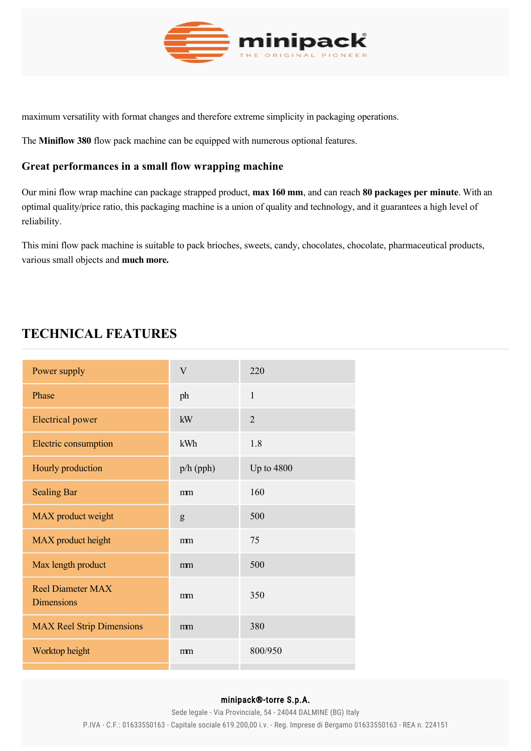maximum versatility with format changes and therefore extreme simplicity in packaging operations.

The **Miniflow 380** flow pack machine can be equipped with numerous optional features.

### Great performances in a small flow wrapping machine

Our mini flow wrap machine can package strapped product, **max 160 mm**, and can reach **80 packages per minute**. With an optimal quality/price ratio, this packaging machine is a union of quality and technology, and it guarantees a high level of reliability.

This mini flow pack machine is suitable to pack brioches, sweets, candy, chocolates, chocolate, pharmaceutical products, various small objects and **much more.**

## TECHNICAL FEATURES

| | | |
|---|---|---|
| Power supply | V | 220 |
| Phase | ph | 1 |
| Electrical power | kW | 2 |
| Electric consumption | kWh | 1.8 |
| Hourly production | p/h (pph) | Up to 4800 |
| Sealing Bar | mm | 160 |
| MAX product weight | g | 500 |
| MAX product height | mm | 75 |
| Max length product | mm | 500 |
| Reel Diameter MAX Dimensions | mm | 350 |
| MAX Reel Strip Dimensions | mm | 380 |
| Worktop height | mm | 800/950 |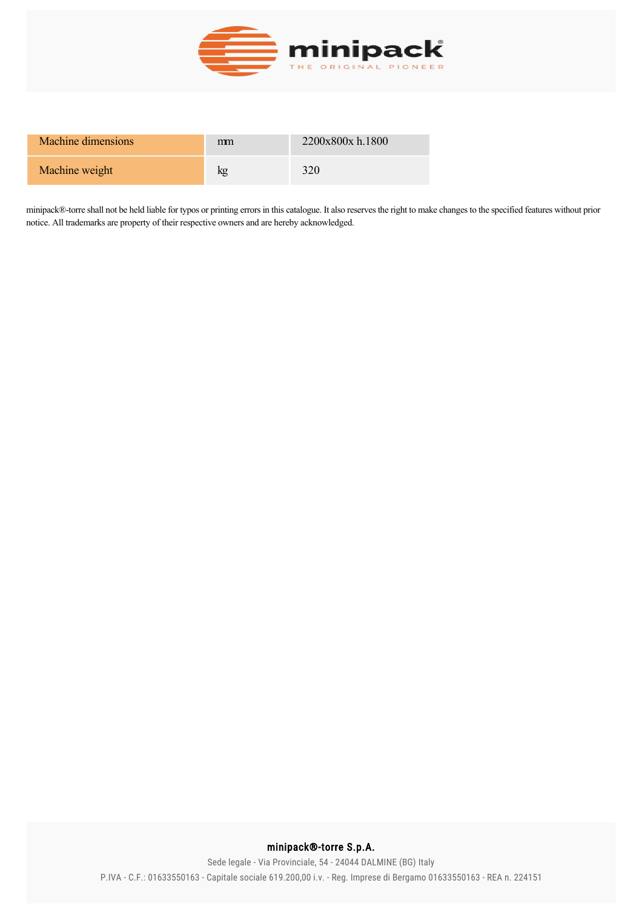| | | |
|---|---|---|
| Machine dimensions | mm | 2200x800x h.1800 |
| Machine weight | kg | 320 |

minipack®-torre shall not be held liable for typos or printing errors in this catalogue. It also reserves the right to make changes to the specified features without prior notice. All trademarks are property of their respective owners and are hereby acknowledged.